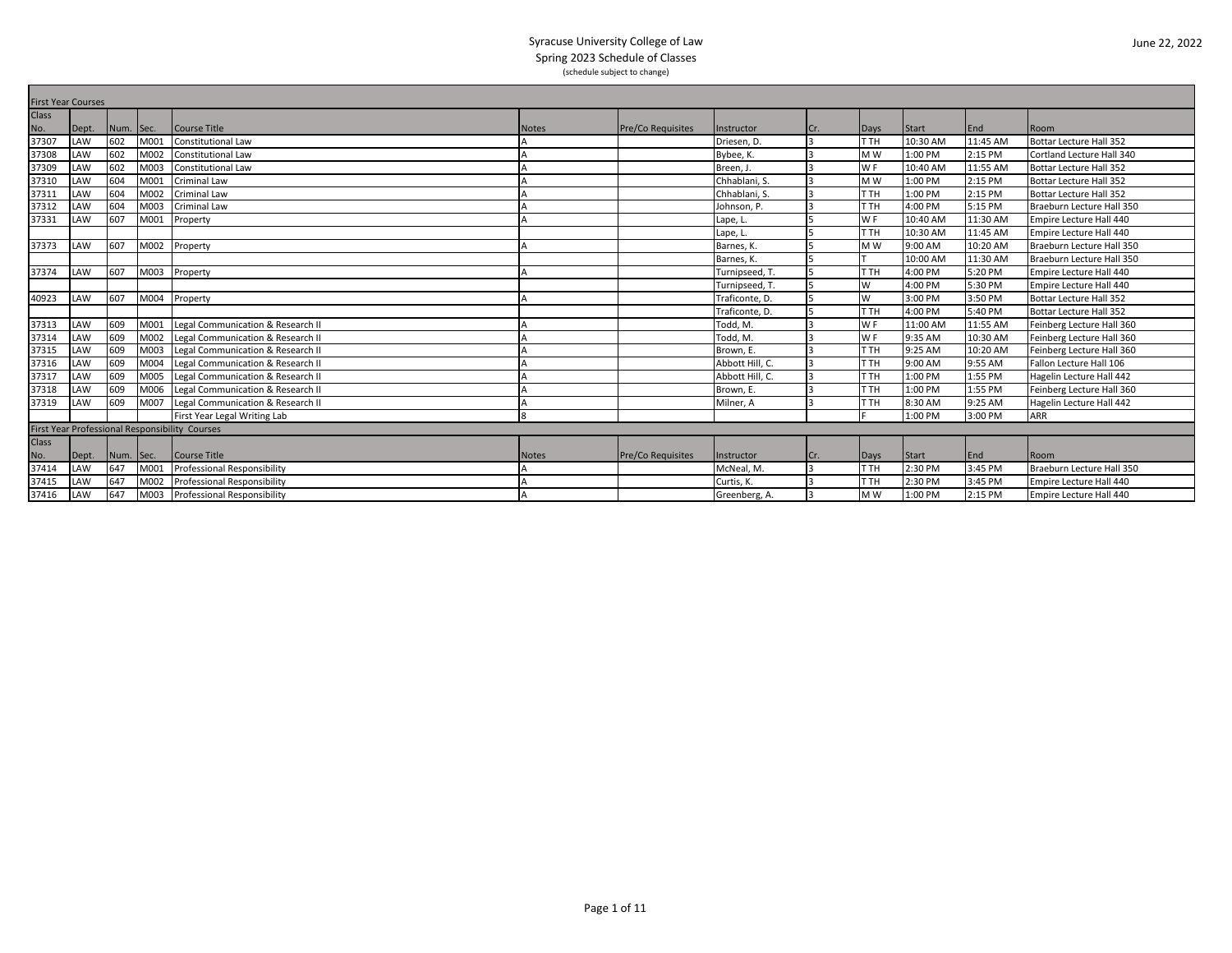# Syracuse University College of Law
## Spring 2023 Schedule of Classes
(schedule subject to change)

June 22, 2022

| First Year Courses | | | | | | | | | | | | |
|---|---|---|---|---|---|---|---|---|---|---|---|---|
| Class No. | Dept. | Num. | Sec. | Course Title | Notes | Pre/Co Requisites | Instructor | Cr. | Days | Start | End | Room |
| 37307 | LAW | 602 | M001 | Constitutional Law | A | | Driesen, D. | 3 | T TH | 10:30 AM | 11:45 AM | Bottar Lecture Hall 352 |
| 37308 | LAW | 602 | M002 | Constitutional Law | A | | Bybee, K. | 3 | M W | 1:00 PM | 2:15 PM | Cortland Lecture Hall 340 |
| 37309 | LAW | 602 | M003 | Constitutional Law | A | | Breen, J. | 3 | W F | 10:40 AM | 11:55 AM | Bottar Lecture Hall 352 |
| 37310 | LAW | 604 | M001 | Criminal Law | A | | Chhablani, S. | 3 | M W | 1:00 PM | 2:15 PM | Bottar Lecture Hall 352 |
| 37311 | LAW | 604 | M002 | Criminal Law | A | | Chhablani, S. | 3 | T TH | 1:00 PM | 2:15 PM | Bottar Lecture Hall 352 |
| 37312 | LAW | 604 | M003 | Criminal Law | A | | Johnson, P. | 3 | T TH | 4:00 PM | 5:15 PM | Braeburn Lecture Hall 350 |
| 37331 | LAW | 607 | M001 | Property | A | | Lape, L. | 5 | W F | 10:40 AM | 11:30 AM | Empire Lecture Hall 440 |
| | | | | | | | Lape, L. | 5 | T TH | 10:30 AM | 11:45 AM | Empire Lecture Hall 440 |
| 37373 | LAW | 607 | M002 | Property | A | | Barnes, K. | 5 | M W | 9:00 AM | 10:20 AM | Braeburn Lecture Hall 350 |
| | | | | | | | Barnes, K. | 5 | T | 10:00 AM | 11:30 AM | Braeburn Lecture Hall 350 |
| 37374 | LAW | 607 | M003 | Property | A | | Turnipseed, T. | 5 | T TH | 4:00 PM | 5:20 PM | Empire Lecture Hall 440 |
| | | | | | | | Turnipseed, T. | 5 | W | 4:00 PM | 5:30 PM | Empire Lecture Hall 440 |
| 40923 | LAW | 607 | M004 | Property | A | | Traficonte, D. | 5 | W | 3:00 PM | 3:50 PM | Bottar Lecture Hall 352 |
| | | | | | | | Traficonte, D. | 5 | T TH | 4:00 PM | 5:40 PM | Bottar Lecture Hall 352 |
| 37313 | LAW | 609 | M001 | Legal Communication & Research II | A | | Todd, M. | 3 | W F | 11:00 AM | 11:55 AM | Feinberg Lecture Hall 360 |
| 37314 | LAW | 609 | M002 | Legal Communication & Research II | A | | Todd, M. | 3 | W F | 9:35 AM | 10:30 AM | Feinberg Lecture Hall 360 |
| 37315 | LAW | 609 | M003 | Legal Communication & Research II | A | | Brown, E. | 3 | T TH | 9:25 AM | 10:20 AM | Feinberg Lecture Hall 360 |
| 37316 | LAW | 609 | M004 | Legal Communication & Research II | A | | Abbott Hill, C. | 3 | T TH | 9:00 AM | 9:55 AM | Fallon Lecture Hall 106 |
| 37317 | LAW | 609 | M005 | Legal Communication & Research II | A | | Abbott Hill, C. | 3 | T TH | 1:00 PM | 1:55 PM | Hagelin Lecture Hall 442 |
| 37318 | LAW | 609 | M006 | Legal Communication & Research II | A | | Brown, E. | 3 | T TH | 1:00 PM | 1:55 PM | Feinberg Lecture Hall 360 |
| 37319 | LAW | 609 | M007 | Legal Communication & Research II | A | | Milner, A | 3 | T TH | 8:30 AM | 9:25 AM | Hagelin Lecture Hall 442 |
| | | | | First Year Legal Writing Lab | 8 | | | | F | 1:00 PM | 3:00 PM | ARR |
| First Year Professional Responsibility Courses | | | | | | | | | | | | |
| Class No. | Dept. | Num. | Sec. | Course Title | Notes | Pre/Co Requisites | Instructor | Cr. | Days | Start | End | Room |
| 37414 | LAW | 647 | M001 | Professional Responsibility | A | | McNeal, M. | 3 | T TH | 2:30 PM | 3:45 PM | Braeburn Lecture Hall 350 |
| 37415 | LAW | 647 | M002 | Professional Responsibility | A | | Curtis, K. | 3 | T TH | 2:30 PM | 3:45 PM | Empire Lecture Hall 440 |
| 37416 | LAW | 647 | M003 | Professional Responsibility | A | | Greenberg, A. | 3 | M W | 1:00 PM | 2:15 PM | Empire Lecture Hall 440 |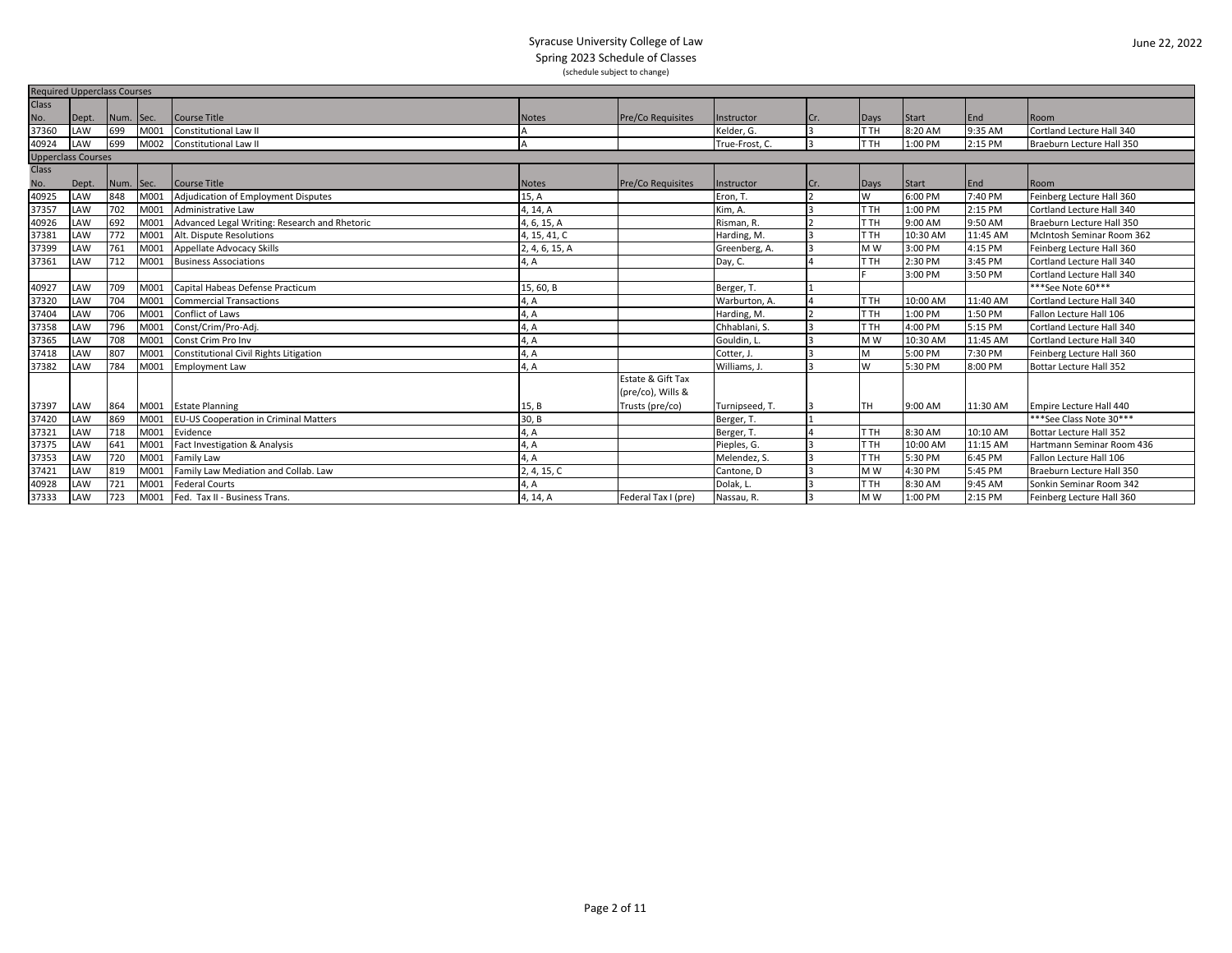Syracuse University College of Law
Spring 2023 Schedule of Classes
(schedule subject to change)

June 22, 2022

| Class No. | Dept. | Num. | Sec. | Course Title | Notes | Pre/Co Requisites | Instructor | Cr. | Days | Start | End | Room |
|---|---|---|---|---|---|---|---|---|---|---|---|---|
| **Required Upperclass Courses** | | | | | | | | | | | | |
| 37360 | LAW | 699 | M001 | Constitutional Law II | A | | Kelder, G. | 3 | T TH | 8:20 AM | 9:35 AM | Cortland Lecture Hall 340 |
| 40924 | LAW | 699 | M002 | Constitutional Law II | A | | True-Frost, C. | 3 | T TH | 1:00 PM | 2:15 PM | Braeburn Lecture Hall 350 |
| **Upperclass Courses** | | | | | | | | | | | | |
| **Class No.** | **Dept.** | **Num.** | **Sec.** | **Course Title** | **Notes** | **Pre/Co Requisites** | **Instructor** | **Cr.** | **Days** | **Start** | **End** | **Room** |
| 40925 | LAW | 848 | M001 | Adjudication of Employment Disputes | 15, A | | Eron, T. | 2 | W | 6:00 PM | 7:40 PM | Feinberg Lecture Hall 360 |
| 37357 | LAW | 702 | M001 | Administrative Law | 4, 14, A | | Kim, A. | 3 | T TH | 1:00 PM | 2:15 PM | Cortland Lecture Hall 340 |
| 40926 | LAW | 692 | M001 | Advanced Legal Writing: Research and Rhetoric | 4, 6, 15, A | | Risman, R. | 2 | T TH | 9:00 AM | 9:50 AM | Braeburn Lecture Hall 350 |
| 37381 | LAW | 772 | M001 | Alt. Dispute Resolutions | 4, 15, 41, C | | Harding, M. | 3 | T TH | 10:30 AM | 11:45 AM | McIntosh Seminar Room 362 |
| 37399 | LAW | 761 | M001 | Appellate Advocacy Skills | 2, 4, 6, 15, A | | Greenberg, A. | 3 | M W | 3:00 PM | 4:15 PM | Feinberg Lecture Hall 360 |
| 37361 | LAW | 712 | M001 | Business Associations | 4, A | | Day, C. | 4 | T TH | 2:30 PM | 3:45 PM | Cortland Lecture Hall 340 |
| | | | | | | | | | F | 3:00 PM | 3:50 PM | Cortland Lecture Hall 340 |
| 40927 | LAW | 709 | M001 | Capital Habeas Defense Practicum | 15, 60, B | | Berger, T. | 1 | | | | ***See Note 60*** |
| 37320 | LAW | 704 | M001 | Commercial Transactions | 4, A | | Warburton, A. | 4 | T TH | 10:00 AM | 11:40 AM | Cortland Lecture Hall 340 |
| 37404 | LAW | 706 | M001 | Conflict of Laws | 4, A | | Harding, M. | 2 | T TH | 1:00 PM | 1:50 PM | Fallon Lecture Hall 106 |
| 37358 | LAW | 796 | M001 | Const/Crim/Pro-Adj. | 4, A | | Chhablani, S. | 3 | T TH | 4:00 PM | 5:15 PM | Cortland Lecture Hall 340 |
| 37365 | LAW | 708 | M001 | Const Crim Pro Inv | 4, A | | Gouldin, L. | 3 | M W | 10:30 AM | 11:45 AM | Cortland Lecture Hall 340 |
| 37418 | LAW | 807 | M001 | Constitutional Civil Rights Litigation | 4, A | | Cotter, J. | 3 | M | 5:00 PM | 7:30 PM | Feinberg Lecture Hall 360 |
| 37382 | LAW | 784 | M001 | Employment Law | 4, A | | Williams, J. | 3 | W | 5:30 PM | 8:00 PM | Bottar Lecture Hall 352 |
| 37397 | LAW | 864 | M001 | Estate Planning | 15, B | Estate & Gift Tax (pre/co), Wills & Trusts (pre/co) | Turnipseed, T. | 3 | TH | 9:00 AM | 11:30 AM | Empire Lecture Hall 440 |
| 37420 | LAW | 869 | M001 | EU-US Cooperation in Criminal Matters | 30, B | | Berger, T. | 1 | | | | ***See Class Note 30*** |
| 37321 | LAW | 718 | M001 | Evidence | 4, A | | Berger, T. | 4 | T TH | 8:30 AM | 10:10 AM | Bottar Lecture Hall 352 |
| 37375 | LAW | 641 | M001 | Fact Investigation & Analysis | 4, A | | Pieples, G. | 3 | T TH | 10:00 AM | 11:15 AM | Hartmann Seminar Room 436 |
| 37353 | LAW | 720 | M001 | Family Law | 4, A | | Melendez, S. | 3 | T TH | 5:30 PM | 6:45 PM | Fallon Lecture Hall 106 |
| 37421 | LAW | 819 | M001 | Family Law Mediation and Collab. Law | 2, 4, 15, C | | Cantone, D | 3 | M W | 4:30 PM | 5:45 PM | Braeburn Lecture Hall 350 |
| 40928 | LAW | 721 | M001 | Federal Courts | 4, A | | Dolak, L. | 3 | T TH | 8:30 AM | 9:45 AM | Sonkin Seminar Room 342 |
| 37333 | LAW | 723 | M001 | Fed. Tax II - Business Trans. | 4, 14, A | Federal Tax I (pre) | Nassau, R. | 3 | M W | 1:00 PM | 2:15 PM | Feinberg Lecture Hall 360 |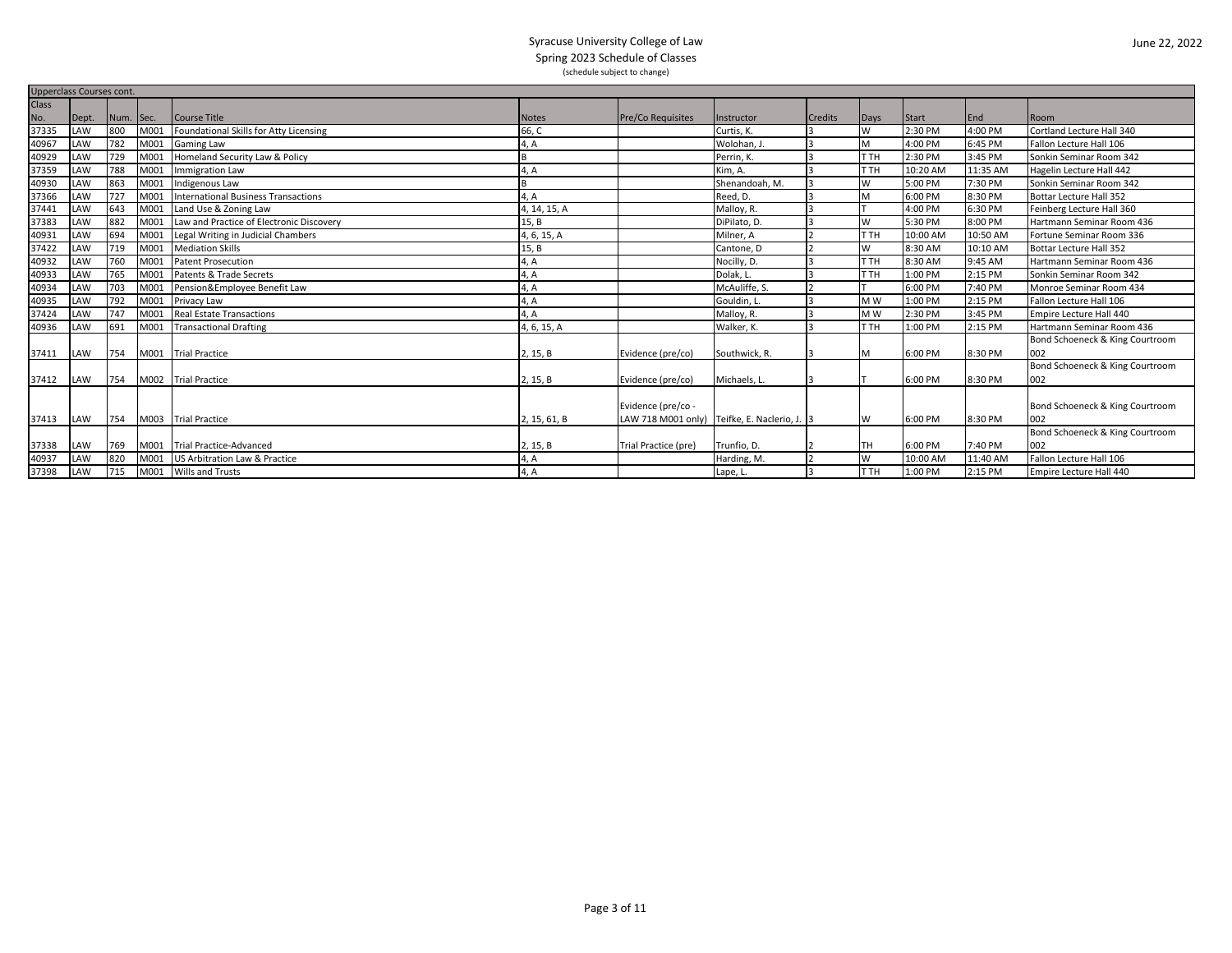Syracuse University College of Law

Spring 2023 Schedule of Classes

(schedule subject to change)

June 22, 2022

| Upperclass Courses cont. | | | | | | | | | | | | |
|---|---|---|---|---|---|---|---|---|---|---|---|---|
| Class No. | Dept. | Num. | Sec. | Course Title | Notes | Pre/Co Requisites | Instructor | Credits | Days | Start | End | Room |
| 37335 | LAW | 800 | M001 | Foundational Skills for Atty Licensing | 66, C | | Curtis, K. | 3 | W | 2:30 PM | 4:00 PM | Cortland Lecture Hall 340 |
| 40967 | LAW | 782 | M001 | Gaming Law | 4, A | | Wolohan, J. | 3 | M | 4:00 PM | 6:45 PM | Fallon Lecture Hall 106 |
| 40929 | LAW | 729 | M001 | Homeland Security Law & Policy | B | | Perrin, K. | 3 | T TH | 2:30 PM | 3:45 PM | Sonkin Seminar Room 342 |
| 37359 | LAW | 788 | M001 | Immigration Law | 4, A | | Kim, A. | 3 | T TH | 10:20 AM | 11:35 AM | Hagelin Lecture Hall 442 |
| 40930 | LAW | 863 | M001 | Indigenous Law | B | | Shenandoah, M. | 3 | W | 5:00 PM | 7:30 PM | Sonkin Seminar Room 342 |
| 37366 | LAW | 727 | M001 | International Business Transactions | 4, A | | Reed, D. | 3 | M | 6:00 PM | 8:30 PM | Bottar Lecture Hall 352 |
| 37441 | LAW | 643 | M001 | Land Use & Zoning Law | 4, 14, 15, A | | Malloy, R. | 3 | T | 4:00 PM | 6:30 PM | Feinberg Lecture Hall 360 |
| 37383 | LAW | 882 | M001 | Law and Practice of Electronic Discovery | 15, B | | DiPilato, D. | 3 | W | 5:30 PM | 8:00 PM | Hartmann Seminar Room 436 |
| 40931 | LAW | 694 | M001 | Legal Writing in Judicial Chambers | 4, 6, 15, A | | Milner, A | 2 | T TH | 10:00 AM | 10:50 AM | Fortune Seminar Room 336 |
| 37422 | LAW | 719 | M001 | Mediation Skills | 15, B | | Cantone, D | 2 | W | 8:30 AM | 10:10 AM | Bottar Lecture Hall 352 |
| 40932 | LAW | 760 | M001 | Patent Prosecution | 4, A | | Nocilly, D. | 3 | T TH | 8:30 AM | 9:45 AM | Hartmann Seminar Room 436 |
| 40933 | LAW | 765 | M001 | Patents & Trade Secrets | 4, A | | Dolak, L. | 3 | T TH | 1:00 PM | 2:15 PM | Sonkin Seminar Room 342 |
| 40934 | LAW | 703 | M001 | Pension&Employee Benefit Law | 4, A | | McAuliffe, S. | 2 | T | 6:00 PM | 7:40 PM | Monroe Seminar Room 434 |
| 40935 | LAW | 792 | M001 | Privacy Law | 4, A | | Gouldin, L. | 3 | M W | 1:00 PM | 2:15 PM | Fallon Lecture Hall 106 |
| 37424 | LAW | 747 | M001 | Real Estate Transactions | 4, A | | Malloy, R. | 3 | M W | 2:30 PM | 3:45 PM | Empire Lecture Hall 440 |
| 40936 | LAW | 691 | M001 | Transactional Drafting | 4, 6, 15, A | | Walker, K. | 3 | T TH | 1:00 PM | 2:15 PM | Hartmann Seminar Room 436 |
| 37411 | LAW | 754 | M001 | Trial Practice | 2, 15, B | Evidence (pre/co) | Southwick, R. | 3 | M | 6:00 PM | 8:30 PM | Bond Schoeneck & King Courtroom 002 |
| 37412 | LAW | 754 | M002 | Trial Practice | 2, 15, B | Evidence (pre/co) | Michaels, L. | 3 | T | 6:00 PM | 8:30 PM | Bond Schoeneck & King Courtroom 002 |
| 37413 | LAW | 754 | M003 | Trial Practice | 2, 15, 61, B | Evidence (pre/co - LAW 718 M001 only) | Teifke, E. Naclerio, J. | 3 | W | 6:00 PM | 8:30 PM | Bond Schoeneck & King Courtroom 002 |
| 37338 | LAW | 769 | M001 | Trial Practice-Advanced | 2, 15, B | Trial Practice (pre) | Trunfio, D. | 2 | TH | 6:00 PM | 7:40 PM | Bond Schoeneck & King Courtroom 002 |
| 40937 | LAW | 820 | M001 | US Arbitration Law & Practice | 4, A | | Harding, M. | 2 | W | 10:00 AM | 11:40 AM | Fallon Lecture Hall 106 |
| 37398 | LAW | 715 | M001 | Wills and Trusts | 4, A | | Lape, L. | 3 | T TH | 1:00 PM | 2:15 PM | Empire Lecture Hall 440 |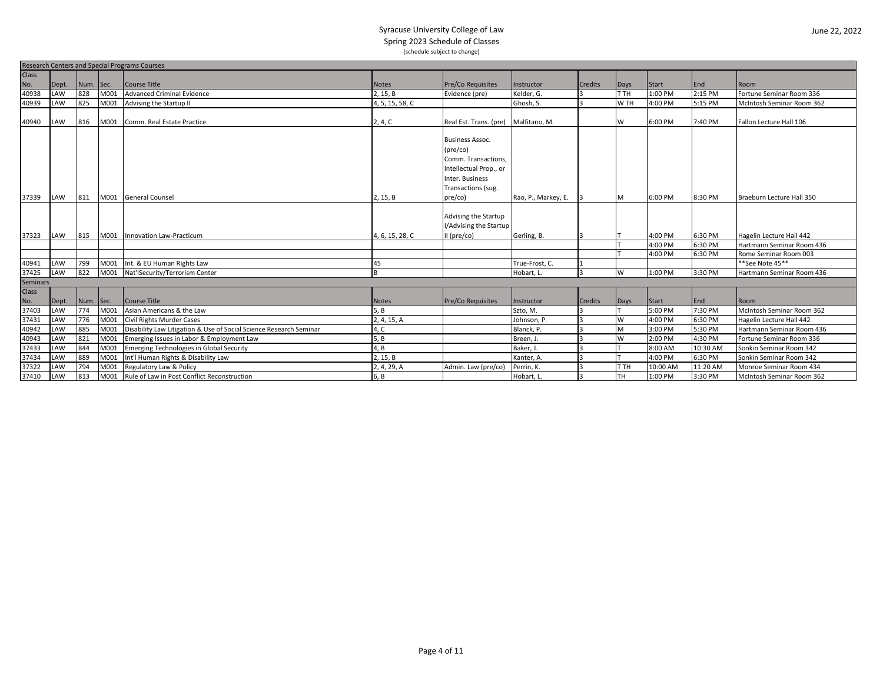# Syracuse University College of Law

Spring 2023 Schedule of Classes

(schedule subject to change)

June 22, 2022

## Research Centers and Special Programs Courses

| Class No. | Dept. | Num. | Sec. | Course Title | Notes | Pre/Co Requisites | Instructor | Credits | Days | Start | End | Room |
|---|---|---|---|---|---|---|---|---|---|---|---|---|
| 40938 | LAW | 828 | M001 | Advanced Criminal Evidence | 2, 15, B | Evidence (pre) | Kelder, G. | 3 | T TH | 1:00 PM | 2:15 PM | Fortune Seminar Room 336 |
| 40939 | LAW | 825 | M001 | Advising the Startup II | 4, 5, 15, 58, C | | Ghosh, S. | 3 | W TH | 4:00 PM | 5:15 PM | McIntosh Seminar Room 362 |
| 40940 | LAW | 816 | M001 | Comm. Real Estate Practice | 2, 4, C | Real Est. Trans. (pre) | Malfitano, M. | | W | 6:00 PM | 7:40 PM | Fallon Lecture Hall 106 |
| 37339 | LAW | 811 | M001 | General Counsel | 2, 15, B | Business Assoc. (pre/co) Comm. Transactions, Intellectual Prop., or Inter. Business Transactions (sug. pre/co) | Rao, P., Markey, E. | 3 | M | 6:00 PM | 8:30 PM | Braeburn Lecture Hall 350 |
| 37323 | LAW | 815 | M001 | Innovation Law-Practicum | 4, 6, 15, 28, C | Advising the Startup I/Advising the Startup II (pre/co) | Gerling, B. | 3 | T | 4:00 PM | 6:30 PM | Hagelin Lecture Hall 442 |
| | | | | | | | | | T | 4:00 PM | 6:30 PM | Hartmann Seminar Room 436 |
| | | | | | | | | | T | 4:00 PM | 6:30 PM | Rome Seminar Room 003 |
| 40941 | LAW | 799 | M001 | Int. & EU Human Rights Law | 45 | | True-Frost, C. | 1 | | | | **See Note 45** |
| 37425 | LAW | 822 | M001 | Nat'lSecurity/Terrorism Center | B | | Hobart, L. | 3 | W | 1:00 PM | 3:30 PM | Hartmann Seminar Room 436 |

## Seminars

| Class No. | Dept. | Num. | Sec. | Course Title | Notes | Pre/Co Requisites | Instructor | Credits | Days | Start | End | Room |
|---|---|---|---|---|---|---|---|---|---|---|---|---|
| 37403 | LAW | 774 | M001 | Asian Americans & the Law | 5, B | | Szto, M. | 3 | T | 5:00 PM | 7:30 PM | McIntosh Seminar Room 362 |
| 37431 | LAW | 776 | M001 | Civil Rights Murder Cases | 2, 4, 15, A | | Johnson, P. | 3 | W | 4:00 PM | 6:30 PM | Hagelin Lecture Hall 442 |
| 40942 | LAW | 885 | M001 | Disability Law Litigation & Use of Social Science Research Seminar | 4, C | | Blanck, P. | 3 | M | 3:00 PM | 5:30 PM | Hartmann Seminar Room 436 |
| 40943 | LAW | 821 | M001 | Emerging Issues in Labor & Employment Law | 5, B | | Breen, J. | 3 | W | 2:00 PM | 4:30 PM | Fortune Seminar Room 336 |
| 37433 | LAW | 844 | M001 | Emerging Technologies in Global Security | 4, B | | Baker, J. | 3 | T | 8:00 AM | 10:30 AM | Sonkin Seminar Room 342 |
| 37434 | LAW | 889 | M001 | Int'l Human Rights & Disability Law | 2, 15, B | | Kanter, A. | 3 | T | 4:00 PM | 6:30 PM | Sonkin Seminar Room 342 |
| 37322 | LAW | 794 | M001 | Regulatory Law & Policy | 2, 4, 29, A | Admin. Law (pre/co) | Perrin, K. | 3 | T TH | 10:00 AM | 11:20 AM | Monroe Seminar Room 434 |
| 37410 | LAW | 813 | M001 | Rule of Law in Post Conflict Reconstruction | 6, B | | Hobart, L. | 3 | TH | 1:00 PM | 3:30 PM | McIntosh Seminar Room 362 |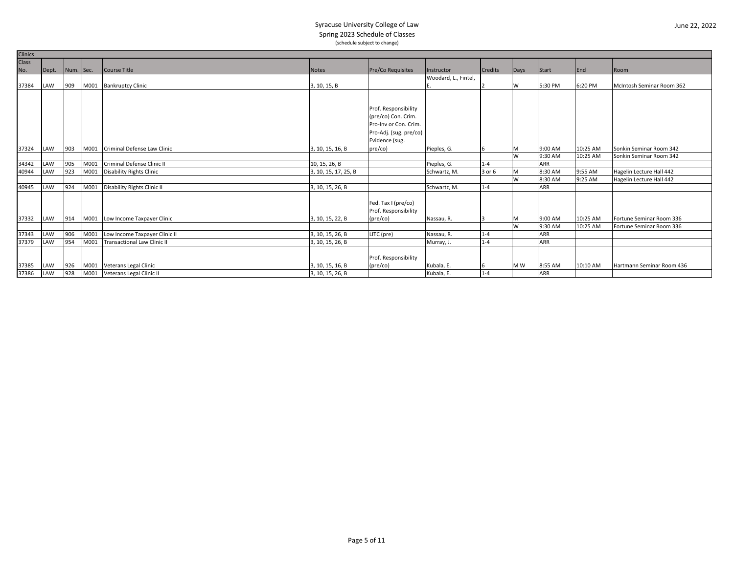Syracuse University College of Law
Spring 2023 Schedule of Classes
(schedule subject to change)

June 22, 2022

## Clinics

| Class No. | Dept. | Num. | Sec. | Course Title | Notes | Pre/Co Requisites | Instructor | Credits | Days | Start | End | Room |
|---|---|---|---|---|---|---|---|---|---|---|---|---|
| 37384 | LAW | 909 | M001 | Bankruptcy Clinic | 3, 10, 15, B | | Woodard, L., Fintel, E. | 2 | W | 5:30 PM | 6:20 PM | McIntosh Seminar Room 362 |
| 37324 | LAW | 903 | M001 | Criminal Defense Law Clinic | 3, 10, 15, 16, B | Prof. Responsibility (pre/co) Con. Crim. Pro-Inv or Con. Crim. Pro-Adj. (sug. pre/co) Evidence (sug. pre/co) | Pieples, G. | 6 | M | 9:00 AM | 10:25 AM | Sonkin Seminar Room 342 |
| | | | | | | | | | W | 9:30 AM | 10:25 AM | Sonkin Seminar Room 342 |
| 34342 | LAW | 905 | M001 | Criminal Defense Clinic II | 10, 15, 26, B | | Pieples, G. | 1-4 | | ARR | | |
| 40944 | LAW | 923 | M001 | Disability Rights Clinic | 3, 10, 15, 17, 25, B | | Schwartz, M. | 3 or 6 | M | 8:30 AM | 9:55 AM | Hagelin Lecture Hall 442 |
| | | | | | | | | | W | 8:30 AM | 9:25 AM | Hagelin Lecture Hall 442 |
| 40945 | LAW | 924 | M001 | Disability Rights Clinic II | 3, 10, 15, 26, B | | Schwartz, M. | 1-4 | | ARR | | |
| 37332 | LAW | 914 | M001 | Low Income Taxpayer Clinic | 3, 10, 15, 22, B | Fed. Tax I (pre/co) Prof. Responsibility (pre/co) | Nassau, R. | 3 | M | 9:00 AM | 10:25 AM | Fortune Seminar Room 336 |
| | | | | | | | | | W | 9:30 AM | 10:25 AM | Fortune Seminar Room 336 |
| 37343 | LAW | 906 | M001 | Low Income Taxpayer Clinic II | 3, 10, 15, 26, B | LITC (pre) | Nassau, R. | 1-4 | | ARR | | |
| 37379 | LAW | 954 | M001 | Transactional Law Clinic II | 3, 10, 15, 26, B | | Murray, J. | 1-4 | | ARR | | |
| 37385 | LAW | 926 | M001 | Veterans Legal Clinic | 3, 10, 15, 16, B | Prof. Responsibility (pre/co) | Kubala, E. | 6 | M W | 8:55 AM | 10:10 AM | Hartmann Seminar Room 436 |
| 37386 | LAW | 928 | M001 | Veterans Legal Clinic II | 3, 10, 15, 26, B | | Kubala, E. | 1-4 | | ARR | | |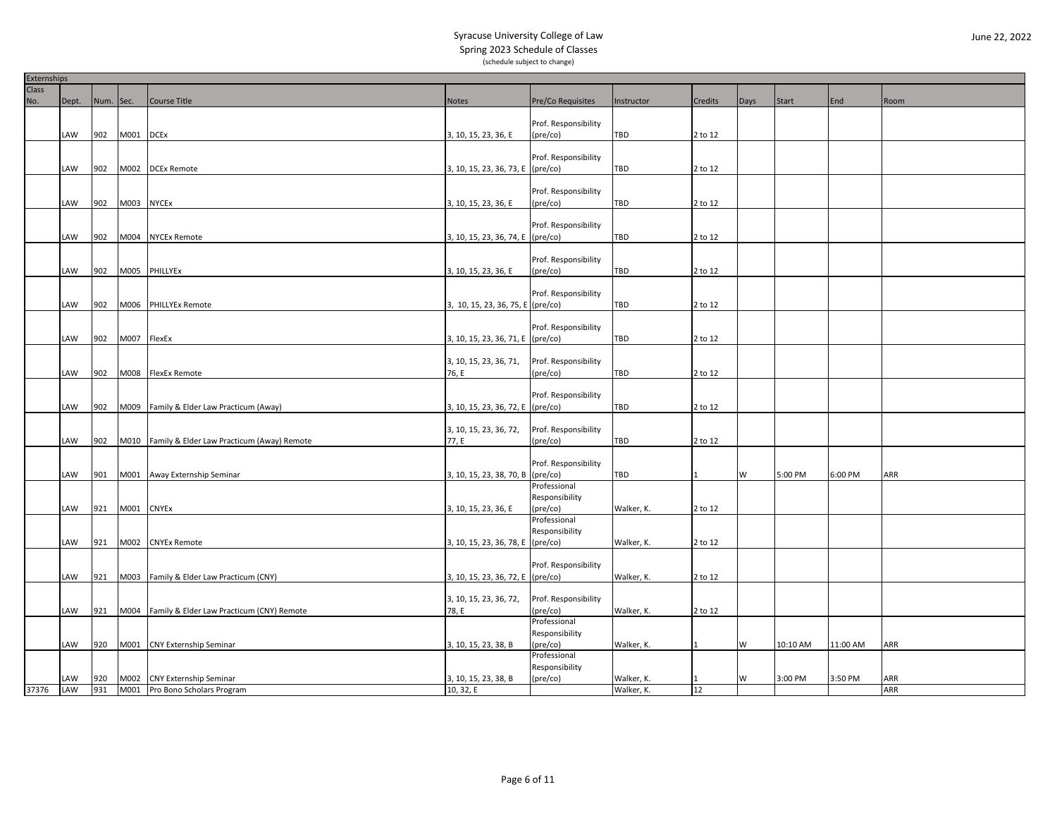Syracuse University College of Law
Spring 2023 Schedule of Classes
(schedule subject to change)

June 22, 2022

| Externships | | | | | | | | | | | | |
|---|---|---|---|---|---|---|---|---|---|---|---|---|
| Class No. | Dept. | Num. | Sec. | Course Title | Notes | Pre/Co Requisites | Instructor | Credits | Days | Start | End | Room |
| | LAW | 902 | M001 | DCEx | 3, 10, 15, 23, 36, E | Prof. Responsibility (pre/co) | TBD | 2 to 12 | | | | |
| | LAW | 902 | M002 | DCEx Remote | 3, 10, 15, 23, 36, 73, E | Prof. Responsibility (pre/co) | TBD | 2 to 12 | | | | |
| | LAW | 902 | M003 | NYCEx | 3, 10, 15, 23, 36, E | Prof. Responsibility (pre/co) | TBD | 2 to 12 | | | | |
| | LAW | 902 | M004 | NYCEx Remote | 3, 10, 15, 23, 36, 74, E | Prof. Responsibility (pre/co) | TBD | 2 to 12 | | | | |
| | LAW | 902 | M005 | PHILLYEx | 3, 10, 15, 23, 36, E | Prof. Responsibility (pre/co) | TBD | 2 to 12 | | | | |
| | LAW | 902 | M006 | PHILLYEx Remote | 3, 10, 15, 23, 36, 75, E | Prof. Responsibility (pre/co) | TBD | 2 to 12 | | | | |
| | LAW | 902 | M007 | FlexEx | 3, 10, 15, 23, 36, 71, E | Prof. Responsibility (pre/co) | TBD | 2 to 12 | | | | |
| | LAW | 902 | M008 | FlexEx Remote | 3, 10, 15, 23, 36, 71, 76, E | Prof. Responsibility (pre/co) | TBD | 2 to 12 | | | | |
| | LAW | 902 | M009 | Family & Elder Law Practicum (Away) | 3, 10, 15, 23, 36, 72, E | Prof. Responsibility (pre/co) | TBD | 2 to 12 | | | | |
| | LAW | 902 | M010 | Family & Elder Law Practicum (Away) Remote | 3, 10, 15, 23, 36, 72, 77, E | Prof. Responsibility (pre/co) | TBD | 2 to 12 | | | | |
| | LAW | 901 | M001 | Away Externship Seminar | 3, 10, 15, 23, 38, 70, B | Prof. Responsibility (pre/co) | TBD | 1 | W | 5:00 PM | 6:00 PM | ARR |
| | LAW | 921 | M001 | CNYEx | 3, 10, 15, 23, 36, E | Professional Responsibility (pre/co) | Walker, K. | 2 to 12 | | | | |
| | LAW | 921 | M002 | CNYEx Remote | 3, 10, 15, 23, 36, 78, E | Professional Responsibility (pre/co) | Walker, K. | 2 to 12 | | | | |
| | LAW | 921 | M003 | Family & Elder Law Practicum (CNY) | 3, 10, 15, 23, 36, 72, E | Prof. Responsibility (pre/co) | Walker, K. | 2 to 12 | | | | |
| | LAW | 921 | M004 | Family & Elder Law Practicum (CNY) Remote | 3, 10, 15, 23, 36, 72, 78, E | Prof. Responsibility (pre/co) | Walker, K. | 2 to 12 | | | | |
| | LAW | 920 | M001 | CNY Externship Seminar | 3, 10, 15, 23, 38, B | Professional Responsibility (pre/co) | Walker, K. | 1 | W | 10:10 AM | 11:00 AM | ARR |
| | LAW | 920 | M002 | CNY Externship Seminar | 3, 10, 15, 23, 38, B | Professional Responsibility (pre/co) | Walker, K. | 1 | W | 3:00 PM | 3:50 PM | ARR |
| 37376 | LAW | 931 | M001 | Pro Bono Scholars Program | 10, 32, E | | Walker, K. | 12 | | | | ARR |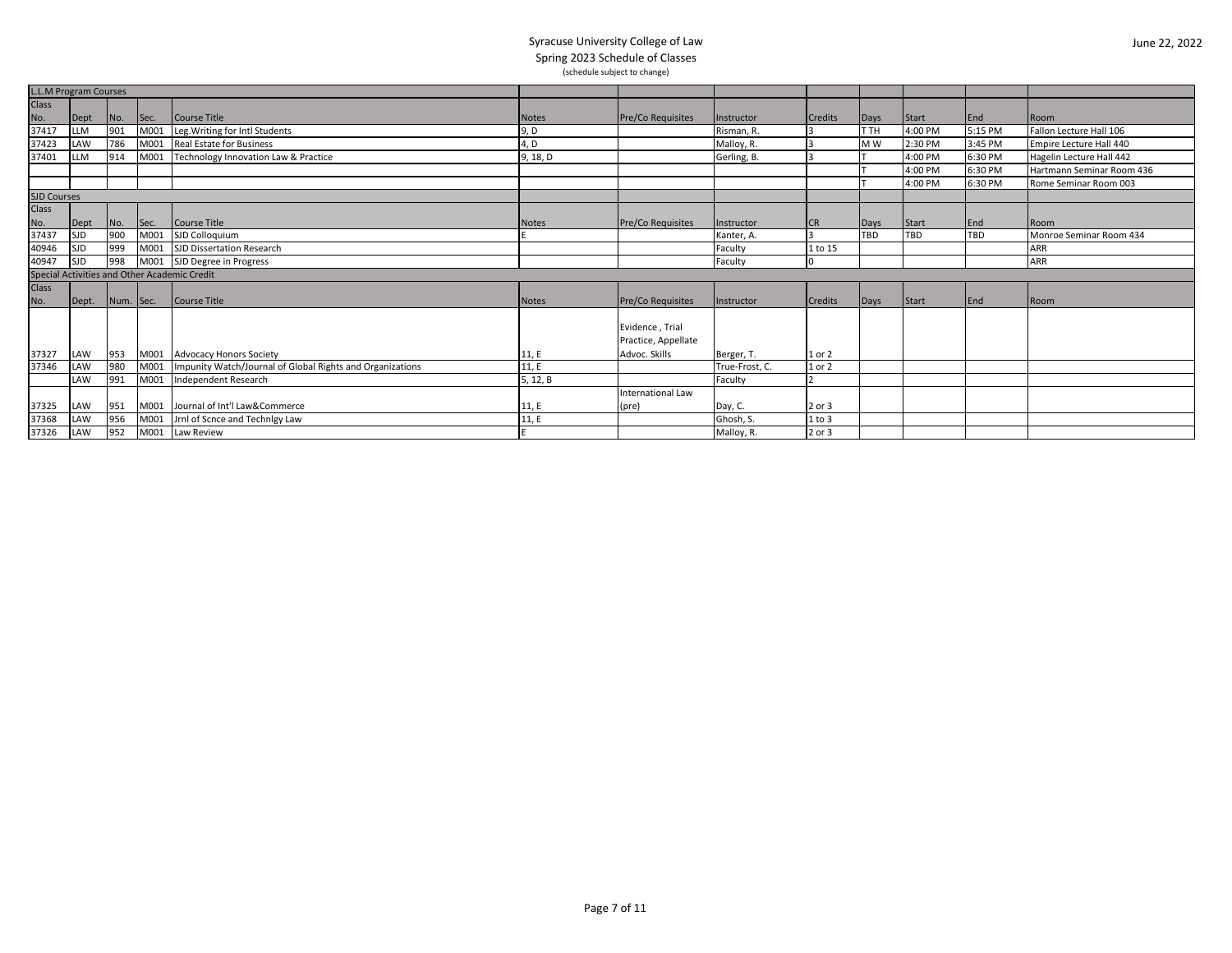Syracuse University College of Law
Spring 2023 Schedule of Classes
(schedule subject to change)

June 22, 2022

| L.L.M Program Courses | | | | | | | | | | | | |
|---|---|---|---|---|---|---|---|---|---|---|---|---|
| Class No. | Dept | No. | Sec. | Course Title | Notes | Pre/Co Requisites | Instructor | Credits | Days | Start | End | Room |
| 37417 | LLM | 901 | M001 | Leg.Writing for Intl Students | 9, D | | Risman, R. | 3 | T TH | 4:00 PM | 5:15 PM | Fallon Lecture Hall 106 |
| 37423 | LAW | 786 | M001 | Real Estate for Business | 4, D | | Malloy, R. | 3 | M W | 2:30 PM | 3:45 PM | Empire Lecture Hall 440 |
| 37401 | LLM | 914 | M001 | Technology Innovation Law & Practice | 9, 18, D | | Gerling, B. | 3 | T | 4:00 PM | 6:30 PM | Hagelin Lecture Hall 442 |
| | | | | | | | | | T | 4:00 PM | 6:30 PM | Hartmann Seminar Room 436 |
| | | | | | | | | | T | 4:00 PM | 6:30 PM | Rome Seminar Room 003 |

| SJD Courses | | | | | | | | | | | | |
|---|---|---|---|---|---|---|---|---|---|---|---|---|
| Class No. | Dept | No. | Sec. | Course Title | Notes | Pre/Co Requisites | Instructor | CR | Days | Start | End | Room |
| 37437 | SJD | 900 | M001 | SJD Colloquium | E | | Kanter, A. | 3 | TBD | TBD | TBD | Monroe Seminar Room 434 |
| 40946 | SJD | 999 | M001 | SJD Dissertation Research | | | Faculty | 1 to 15 | | | | ARR |
| 40947 | SJD | 998 | M001 | SJD Degree in Progress | | | Faculty | 0 | | | | ARR |

| Special Activities and Other Academic Credit | | | | | | | | | | | | |
|---|---|---|---|---|---|---|---|---|---|---|---|---|
| Class No. | Dept. | Num. | Sec. | Course Title | Notes | Pre/Co Requisites | Instructor | Credits | Days | Start | End | Room |
| 37327 | LAW | 953 | M001 | Advocacy Honors Society | 11, E | Evidence , Trial Practice, Appellate Advoc. Skills | Berger, T. | 1 or 2 | | | | |
| 37346 | LAW | 980 | M001 | Impunity Watch/Journal of Global Rights and Organizations | 11, E | | True-Frost, C. | 1 or 2 | | | | |
| | LAW | 991 | M001 | Independent Research | 5, 12, B | | Faculty | 2 | | | | |
| 37325 | LAW | 951 | M001 | Journal of Int'l Law&Commerce | 11, E | International Law (pre) | Day, C. | 2 or 3 | | | | |
| 37368 | LAW | 956 | M001 | Jrnl of Scnce and Technlgy Law | 11, E | | Ghosh, S. | 1 to 3 | | | | |
| 37326 | LAW | 952 | M001 | Law Review | E | | Malloy, R. | 2 or 3 | | | | |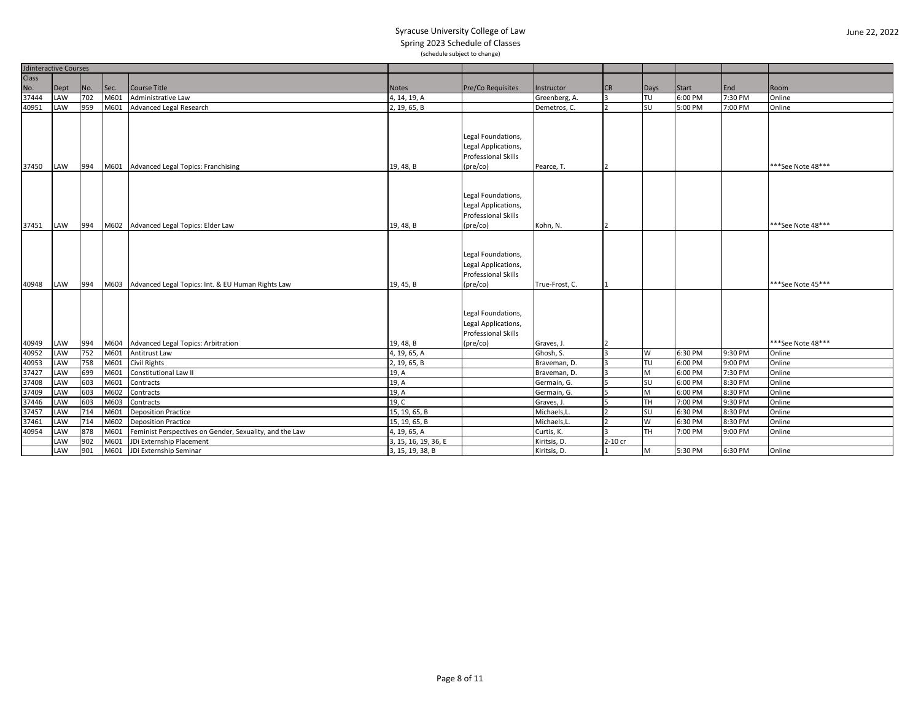Syracuse University College of Law
Spring 2023 Schedule of Classes
(schedule subject to change)

June 22, 2022

| Jdinteractive Courses | | | | | | | | | | | | |
|---|---|---|---|---|---|---|---|---|---|---|---|---|
| Class No. | Dept | No. | Sec. | Course Title | Notes | Pre/Co Requisites | Instructor | CR | Days | Start | End | Room |
| 37444 | LAW | 702 | M601 | Administrative Law | 4, 14, 19, A | | Greenberg, A. | 3 | TU | 6:00 PM | 7:30 PM | Online |
| 40951 | LAW | 959 | M601 | Advanced Legal Research | 2, 19, 65, B | | Demetros, C. | 2 | SU | 5:00 PM | 7:00 PM | Online |
| 37450 | LAW | 994 | M601 | Advanced Legal Topics: Franchising | 19, 48, B | Legal Foundations, Legal Applications, Professional Skills (pre/co) | Pearce, T. | 2 | | | | ***See Note 48*** |
| 37451 | LAW | 994 | M602 | Advanced Legal Topics: Elder Law | 19, 48, B | Legal Foundations, Legal Applications, Professional Skills (pre/co) | Kohn, N. | 2 | | | | ***See Note 48*** |
| 40948 | LAW | 994 | M603 | Advanced Legal Topics: Int. & EU Human Rights Law | 19, 45, B | Legal Foundations, Legal Applications, Professional Skills (pre/co) | True-Frost, C. | 1 | | | | ***See Note 45*** |
| 40949 | LAW | 994 | M604 | Advanced Legal Topics: Arbitration | 19, 48, B | Legal Foundations, Legal Applications, Professional Skills (pre/co) | Graves, J. | 2 | | | | ***See Note 48*** |
| 40952 | LAW | 752 | M601 | Antitrust Law | 4, 19, 65, A | | Ghosh, S. | 3 | W | 6:30 PM | 9:30 PM | Online |
| 40953 | LAW | 758 | M601 | Civil Rights | 2, 19, 65, B | | Braveman, D. | 3 | TU | 6:00 PM | 9:00 PM | Online |
| 37427 | LAW | 699 | M601 | Constitutional Law II | 19, A | | Braveman, D. | 3 | M | 6:00 PM | 7:30 PM | Online |
| 37408 | LAW | 603 | M601 | Contracts | 19, A | | Germain, G. | 5 | SU | 6:00 PM | 8:30 PM | Online |
| 37409 | LAW | 603 | M602 | Contracts | 19, A | | Germain, G. | 5 | M | 6:00 PM | 8:30 PM | Online |
| 37446 | LAW | 603 | M603 | Contracts | 19, C | | Graves, J. | 5 | TH | 7:00 PM | 9:30 PM | Online |
| 37457 | LAW | 714 | M601 | Deposition Practice | 15, 19, 65, B | | Michaels,L. | 2 | SU | 6:30 PM | 8:30 PM | Online |
| 37461 | LAW | 714 | M602 | Deposition Practice | 15, 19, 65, B | | Michaels,L. | 2 | W | 6:30 PM | 8:30 PM | Online |
| 40954 | LAW | 878 | M601 | Feminist Perspectives on Gender, Sexuality, and the Law | 4, 19, 65, A | | Curtis, K. | 3 | TH | 7:00 PM | 9:00 PM | Online |
| | LAW | 902 | M601 | JDi Externship Placement | 3, 15, 16, 19, 36, E | | Kiritsis, D. | 2-10 cr | | | | |
| | LAW | 901 | M601 | JDi Externship Seminar | 3, 15, 19, 38, B | | Kiritsis, D. | 1 | M | 5:30 PM | 6:30 PM | Online |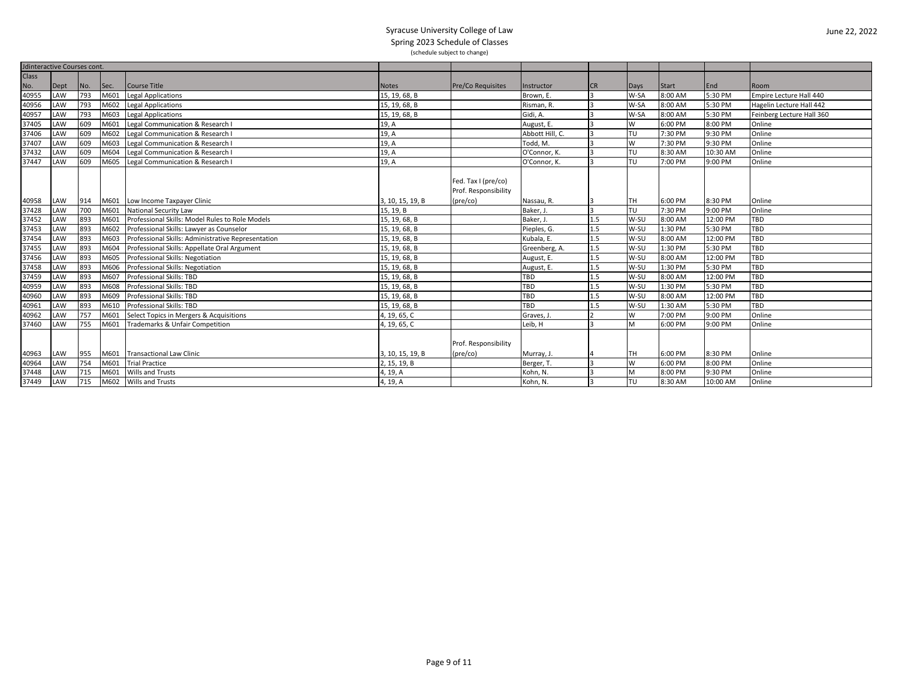# Syracuse University College of Law

Spring 2023 Schedule of Classes

(schedule subject to change)

June 22, 2022

| JdInteractive Courses cont. | | | | | | | | | | | |
|---|---|---|---|---|---|---|---|---|---|---|---|
| Class No. | Dept | No. | Sec. | Course Title | Notes | Pre/Co Requisites | Instructor | CR | Days | Start | End | Room |
| 40955 | LAW | 793 | M601 | Legal Applications | 15, 19, 68, B | | Brown, E. | 3 | W-SA | 8:00 AM | 5:30 PM | Empire Lecture Hall 440 |
| 40956 | LAW | 793 | M602 | Legal Applications | 15, 19, 68, B | | Risman, R. | 3 | W-SA | 8:00 AM | 5:30 PM | Hagelin Lecture Hall 442 |
| 40957 | LAW | 793 | M603 | Legal Applications | 15, 19, 68, B | | Gidi, A. | 3 | W-SA | 8:00 AM | 5:30 PM | Feinberg Lecture Hall 360 |
| 37405 | LAW | 609 | M601 | Legal Communication & Research I | 19, A | | August, E. | 3 | W | 6:00 PM | 8:00 PM | Online |
| 37406 | LAW | 609 | M602 | Legal Communication & Research I | 19, A | | Abbott Hill, C. | 3 | TU | 7:30 PM | 9:30 PM | Online |
| 37407 | LAW | 609 | M603 | Legal Communication & Research I | 19, A | | Todd, M. | 3 | W | 7:30 PM | 9:30 PM | Online |
| 37432 | LAW | 609 | M604 | Legal Communication & Research I | 19, A | | O'Connor, K. | 3 | TU | 8:30 AM | 10:30 AM | Online |
| 37447 | LAW | 609 | M605 | Legal Communication & Research I | 19, A | | O'Connor, K. | 3 | TU | 7:00 PM | 9:00 PM | Online |
| 40958 | LAW | 914 | M601 | Low Income Taxpayer Clinic | 3, 10, 15, 19, B | Fed. Tax I (pre/co) Prof. Responsibility (pre/co) | Nassau, R. | 3 | TH | 6:00 PM | 8:30 PM | Online |
| 37428 | LAW | 700 | M601 | National Security Law | 15, 19, B | | Baker, J. | 3 | TU | 7:30 PM | 9:00 PM | Online |
| 37452 | LAW | 893 | M601 | Professional Skills: Model Rules to Role Models | 15, 19, 68, B | | Baker, J. | 1.5 | W-SU | 8:00 AM | 12:00 PM | TBD |
| 37453 | LAW | 893 | M602 | Professional Skills: Lawyer as Counselor | 15, 19, 68, B | | Pieples, G. | 1.5 | W-SU | 1:30 PM | 5:30 PM | TBD |
| 37454 | LAW | 893 | M603 | Professional Skills: Administrative Representation | 15, 19, 68, B | | Kubala, E. | 1.5 | W-SU | 8:00 AM | 12:00 PM | TBD |
| 37455 | LAW | 893 | M604 | Professional Skills: Appellate Oral Argument | 15, 19, 68, B | | Greenberg, A. | 1.5 | W-SU | 1:30 PM | 5:30 PM | TBD |
| 37456 | LAW | 893 | M605 | Professional Skills: Negotiation | 15, 19, 68, B | | August, E. | 1.5 | W-SU | 8:00 AM | 12:00 PM | TBD |
| 37458 | LAW | 893 | M606 | Professional Skills: Negotiation | 15, 19, 68, B | | August, E. | 1.5 | W-SU | 1:30 PM | 5:30 PM | TBD |
| 37459 | LAW | 893 | M607 | Professional Skills: TBD | 15, 19, 68, B | | TBD | 1.5 | W-SU | 8:00 AM | 12:00 PM | TBD |
| 40959 | LAW | 893 | M608 | Professional Skills: TBD | 15, 19, 68, B | | TBD | 1.5 | W-SU | 1:30 PM | 5:30 PM | TBD |
| 40960 | LAW | 893 | M609 | Professional Skills: TBD | 15, 19, 68, B | | TBD | 1.5 | W-SU | 8:00 AM | 12:00 PM | TBD |
| 40961 | LAW | 893 | M610 | Professional Skills: TBD | 15, 19, 68, B | | TBD | 1.5 | W-SU | 1:30 AM | 5:30 PM | TBD |
| 40962 | LAW | 757 | M601 | Select Topics in Mergers & Acquisitions | 4, 19, 65, C | | Graves, J. | 2 | W | 7:00 PM | 9:00 PM | Online |
| 37460 | LAW | 755 | M601 | Trademarks & Unfair Competition | 4, 19, 65, C | | Leib, H | 3 | M | 6:00 PM | 9:00 PM | Online |
| 40963 | LAW | 955 | M601 | Transactional Law Clinic | 3, 10, 15, 19, B | Prof. Responsibility (pre/co) | Murray, J. | 4 | TH | 6:00 PM | 8:30 PM | Online |
| 40964 | LAW | 754 | M601 | Trial Practice | 2, 15, 19, B | | Berger, T. | 3 | W | 6:00 PM | 8:00 PM | Online |
| 37448 | LAW | 715 | M601 | Wills and Trusts | 4, 19, A | | Kohn, N. | 3 | M | 8:00 PM | 9:30 PM | Online |
| 37449 | LAW | 715 | M602 | Wills and Trusts | 4, 19, A | | Kohn, N. | 3 | TU | 8:30 AM | 10:00 AM | Online |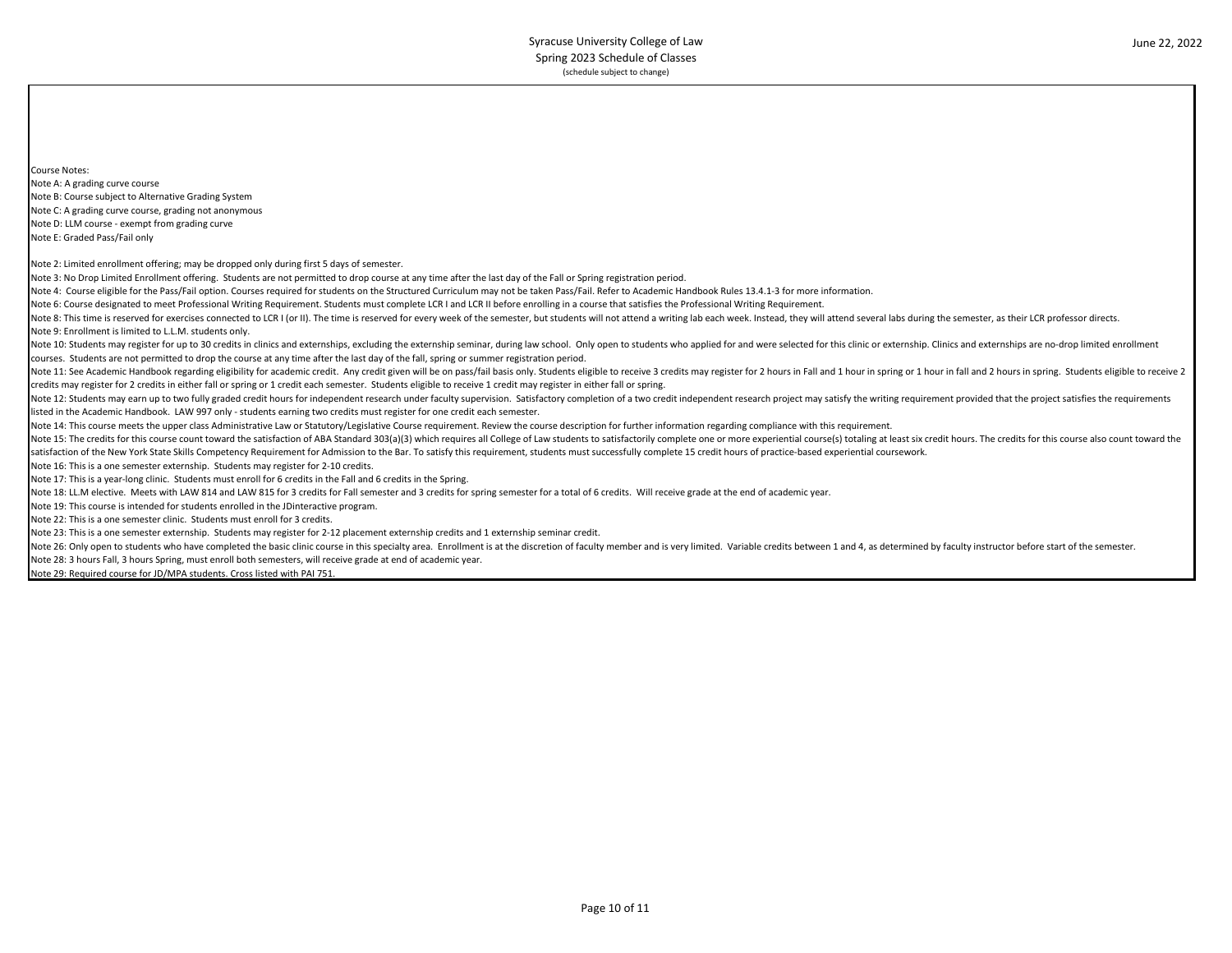Course Notes:

Note A: A grading curve course

Note B: Course subject to Alternative Grading System

Note C: A grading curve course, grading not anonymous

Note D: LLM course - exempt from grading curve

Note E: Graded Pass/Fail only

Note 2: Limited enrollment offering; may be dropped only during first 5 days of semester.

Note 3: No Drop Limited Enrollment offering. Students are not permitted to drop course at any time after the last day of the Fall or Spring registration period.

Note 4: Course eligible for the Pass/Fail option. Courses required for students on the Structured Curriculum may not be taken Pass/Fail. Refer to Academic Handbook Rules 13.4.1-3 for more information.

Note 6: Course designated to meet Professional Writing Requirement. Students must complete LCR I and LCR II before enrolling in a course that satisfies the Professional Writing Requirement.

Note 8: This time is reserved for exercises connected to LCR I (or II). The time is reserved for every week of the semester, but students will not attend a writing lab each week. Instead, they will attend several labs during the semester, as their LCR professor directs.

Note 9: Enrollment is limited to L.L.M. students only.

Note 10: Students may register for up to 30 credits in clinics and externships, excluding the externship seminar, during law school. Only open to students who applied for and were selected for this clinic or externship. Clinics and externships are no-drop limited enrollment courses. Students are not permitted to drop the course at any time after the last day of the fall, spring or summer registration period.

Note 11: See Academic Handbook regarding eligibility for academic credit. Any credit given will be on pass/fail basis only. Students eligible to receive 3 credits may register for 2 hours in Fall and 1 hour in spring or 1 hour in fall and 2 hours in spring. Students eligible to receive 2 credits may register for 2 credits in either fall or spring or 1 credit each semester. Students eligible to receive 1 credit may register in either fall or spring.

Note 12: Students may earn up to two fully graded credit hours for independent research under faculty supervision. Satisfactory completion of a two credit independent research project may satisfy the writing requirement provided that the project satisfies the requirements listed in the Academic Handbook. LAW 997 only - students earning two credits must register for one credit each semester.

Note 14: This course meets the upper class Administrative Law or Statutory/Legislative Course requirement. Review the course description for further information regarding compliance with this requirement.

Note 15: The credits for this course count toward the satisfaction of ABA Standard 303(a)(3) which requires all College of Law students to satisfactorily complete one or more experiential course(s) totaling at least six credit hours. The credits for this course also count toward the satisfaction of the New York State Skills Competency Requirement for Admission to the Bar. To satisfy this requirement, students must successfully complete 15 credit hours of practice-based experiential coursework.

Note 16: This is a one semester externship. Students may register for 2-10 credits.

Note 17: This is a year-long clinic. Students must enroll for 6 credits in the Fall and 6 credits in the Spring.

Note 18: LL.M elective. Meets with LAW 814 and LAW 815 for 3 credits for Fall semester and 3 credits for spring semester for a total of 6 credits. Will receive grade at the end of academic year.

Note 19: This course is intended for students enrolled in the JDinteractive program.

Note 22: This is a one semester clinic. Students must enroll for 3 credits.

Note 23: This is a one semester externship. Students may register for 2-12 placement externship credits and 1 externship seminar credit.

Note 26: Only open to students who have completed the basic clinic course in this specialty area. Enrollment is at the discretion of faculty member and is very limited. Variable credits between 1 and 4, as determined by faculty instructor before start of the semester.

Note 28: 3 hours Fall, 3 hours Spring, must enroll both semesters, will receive grade at end of academic year.

Note 29: Required course for JD/MPA students. Cross listed with PAI 751.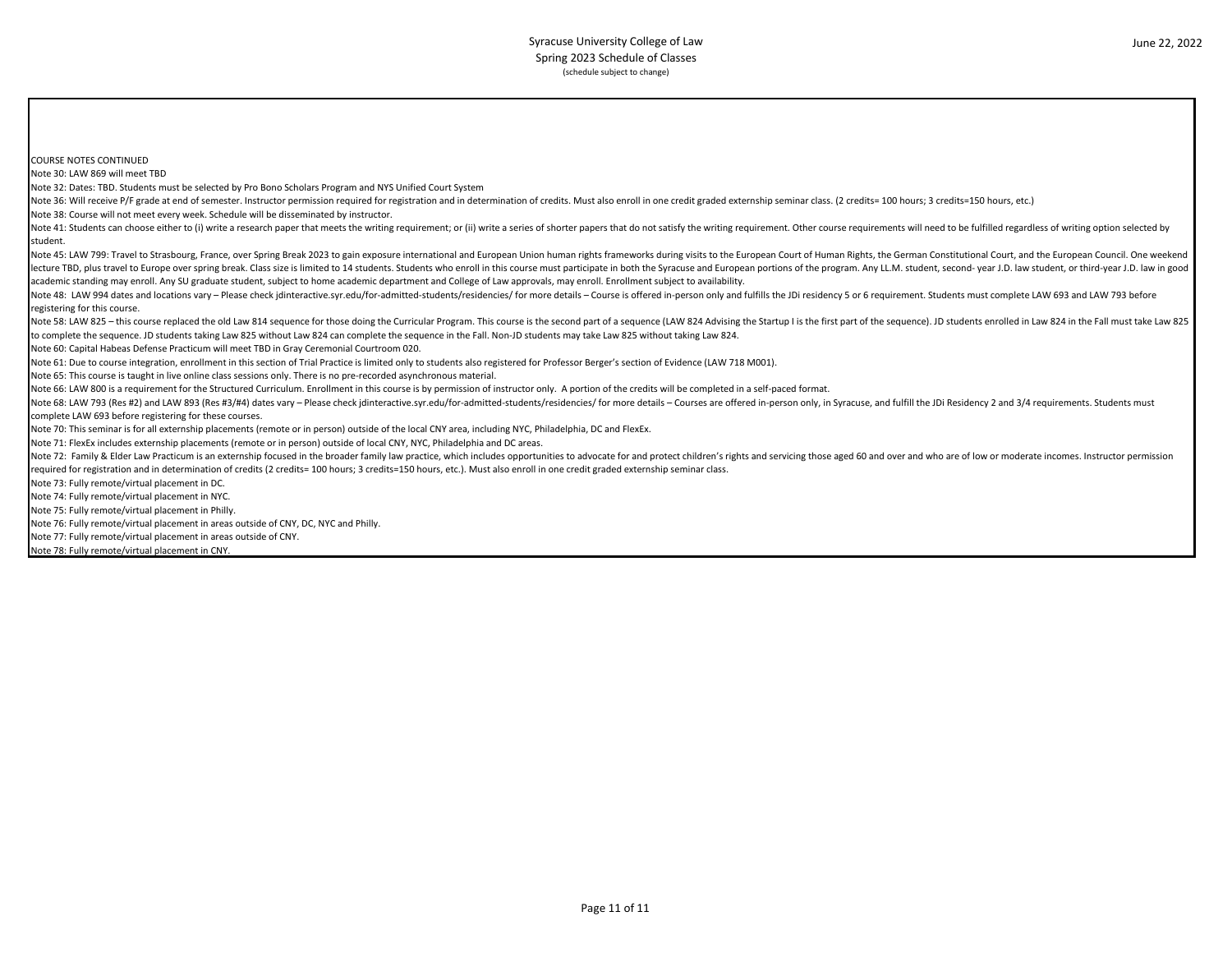Syracuse University College of Law
Spring 2023 Schedule of Classes
(schedule subject to change)

June 22, 2022

COURSE NOTES CONTINUED

Note 30: LAW 869 will meet TBD

Note 32: Dates: TBD. Students must be selected by Pro Bono Scholars Program and NYS Unified Court System

Note 36: Will receive P/F grade at end of semester. Instructor permission required for registration and in determination of credits. Must also enroll in one credit graded externship seminar class. (2 credits= 100 hours; 3 credits=150 hours, etc.)

Note 38: Course will not meet every week. Schedule will be disseminated by instructor.

Note 41: Students can choose either to (i) write a research paper that meets the writing requirement; or (ii) write a series of shorter papers that do not satisfy the writing requirement. Other course requirements will need to be fulfilled regardless of writing option selected by student.

Note 45: LAW 799: Travel to Strasbourg, France, over Spring Break 2023 to gain exposure international and European Union human rights frameworks during visits to the European Court of Human Rights, the German Constitutional Court, and the European Council. One weekend lecture TBD, plus travel to Europe over spring break. Class size is limited to 14 students. Students who enroll in this course must participate in both the Syracuse and European portions of the program. Any LL.M. student, second- year J.D. law student, or third-year J.D. law in good academic standing may enroll. Any SU graduate student, subject to home academic department and College of Law approvals, may enroll. Enrollment subject to availability.

Note 48: LAW 994 dates and locations vary – Please check jdinteractive.syr.edu/for-admitted-students/residencies/ for more details – Course is offered in-person only and fulfills the JDi residency 5 or 6 requirement. Students must complete LAW 693 and LAW 793 before registering for this course.

Note 58: LAW 825 – this course replaced the old Law 814 sequence for those doing the Curricular Program. This course is the second part of a sequence (LAW 824 Advising the Startup I is the first part of the sequence). JD students enrolled in Law 824 in the Fall must take Law 825 to complete the sequence. JD students taking Law 825 without Law 824 can complete the sequence in the Fall. Non-JD students may take Law 825 without taking Law 824.

Note 60: Capital Habeas Defense Practicum will meet TBD in Gray Ceremonial Courtroom 020.

Note 61: Due to course integration, enrollment in this section of Trial Practice is limited only to students also registered for Professor Berger's section of Evidence (LAW 718 M001).

Note 65: This course is taught in live online class sessions only. There is no pre-recorded asynchronous material.

Note 66: LAW 800 is a requirement for the Structured Curriculum. Enrollment in this course is by permission of instructor only. A portion of the credits will be completed in a self-paced format.

Note 68: LAW 793 (Res #2) and LAW 893 (Res #3/#4) dates vary – Please check jdinteractive.syr.edu/for-admitted-students/residencies/ for more details – Courses are offered in-person only, in Syracuse, and fulfill the JDi Residency 2 and 3/4 requirements. Students must complete LAW 693 before registering for these courses.

Note 70: This seminar is for all externship placements (remote or in person) outside of the local CNY area, including NYC, Philadelphia, DC and FlexEx.

Note 71: FlexEx includes externship placements (remote or in person) outside of local CNY, NYC, Philadelphia and DC areas.

Note 72: Family & Elder Law Practicum is an externship focused in the broader family law practice, which includes opportunities to advocate for and protect children's rights and servicing those aged 60 and over and who are of low or moderate incomes. Instructor permission required for registration and in determination of credits (2 credits= 100 hours; 3 credits=150 hours, etc.). Must also enroll in one credit graded externship seminar class.

Note 73: Fully remote/virtual placement in DC.

Note 74: Fully remote/virtual placement in NYC.

Note 75: Fully remote/virtual placement in Philly.

Note 76: Fully remote/virtual placement in areas outside of CNY, DC, NYC and Philly.

Note 77: Fully remote/virtual placement in areas outside of CNY.

Note 78: Fully remote/virtual placement in CNY.